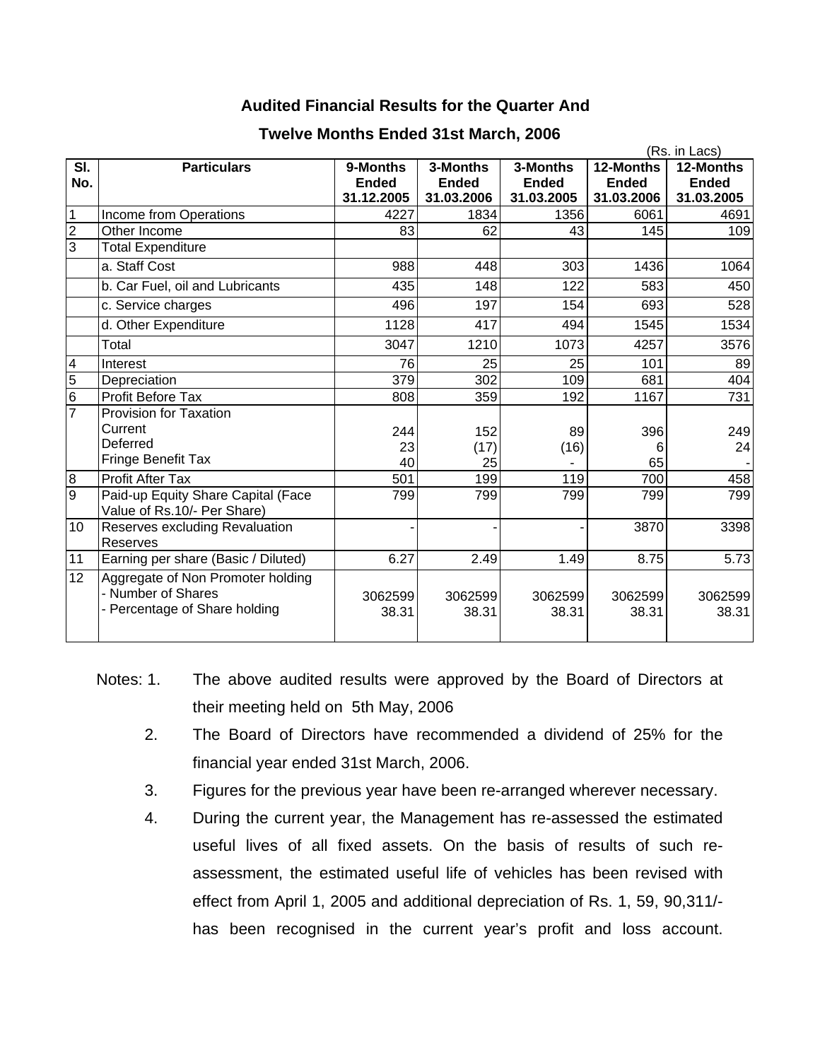# Audited Financial Results for the Quarter And

# Twelve Months Ended 31st March, 2006

(Rs. in Lacs)

| Sl. No. | Particulars | 9-Months Ended 31.12.2005 | 3-Months Ended 31.03.2006 | 3-Months Ended 31.03.2005 | 12-Months Ended 31.03.2006 | 12-Months Ended 31.03.2005 |
|---|---|---|---|---|---|---|
| 1 | Income from Operations | 4227 | 1834 | 1356 | 6061 | 4691 |
| 2 | Other Income | 83 | 62 | 43 | 145 | 109 |
| 3 | Total Expenditure | | | | | |
| | a. Staff Cost | 988 | 448 | 303 | 1436 | 1064 |
| | b. Car Fuel, oil and Lubricants | 435 | 148 | 122 | 583 | 450 |
| | c. Service charges | 496 | 197 | 154 | 693 | 528 |
| | d. Other Expenditure | 1128 | 417 | 494 | 1545 | 1534 |
| | Total | 3047 | 1210 | 1073 | 4257 | 3576 |
| 4 | Interest | 76 | 25 | 25 | 101 | 89 |
| 5 | Depreciation | 379 | 302 | 109 | 681 | 404 |
| 6 | Profit Before Tax | 808 | 359 | 192 | 1167 | 731 |
| 7 | Provision for Taxation | | | | | |
| | Current | 244 | 152 | 89 | 396 | 249 |
| | Deferred | 23 | (17) | (16) | 6 | 24 |
| | Fringe Benefit Tax | 40 | 25 | - | 65 | - |
| 8 | Profit After Tax | 501 | 199 | 119 | 700 | 458 |
| 9 | Paid-up Equity Share Capital (Face Value of Rs.10/- Per Share) | 799 | 799 | 799 | 799 | 799 |
| 10 | Reserves excluding Revaluation Reserves | - | - | - | 3870 | 3398 |
| 11 | Earning per share (Basic / Diluted) | 6.27 | 2.49 | 1.49 | 8.75 | 5.73 |
| 12 | Aggregate of Non Promoter holding | | | | | |
| | - Number of Shares | 3062599 | 3062599 | 3062599 | 3062599 | 3062599 |
| | - Percentage of Share holding | 38.31 | 38.31 | 38.31 | 38.31 | 38.31 |

Notes:

1. The above audited results were approved by the Board of Directors at their meeting held on 5th May, 2006
2. The Board of Directors have recommended a dividend of 25% for the financial year ended 31st March, 2006.
3. Figures for the previous year have been re-arranged wherever necessary.
4. During the current year, the Management has re-assessed the estimated useful lives of all fixed assets. On the basis of results of such re-assessment, the estimated useful life of vehicles has been revised with effect from April 1, 2005 and additional depreciation of Rs. 1, 59, 90,311/- has been recognised in the current year's profit and loss account.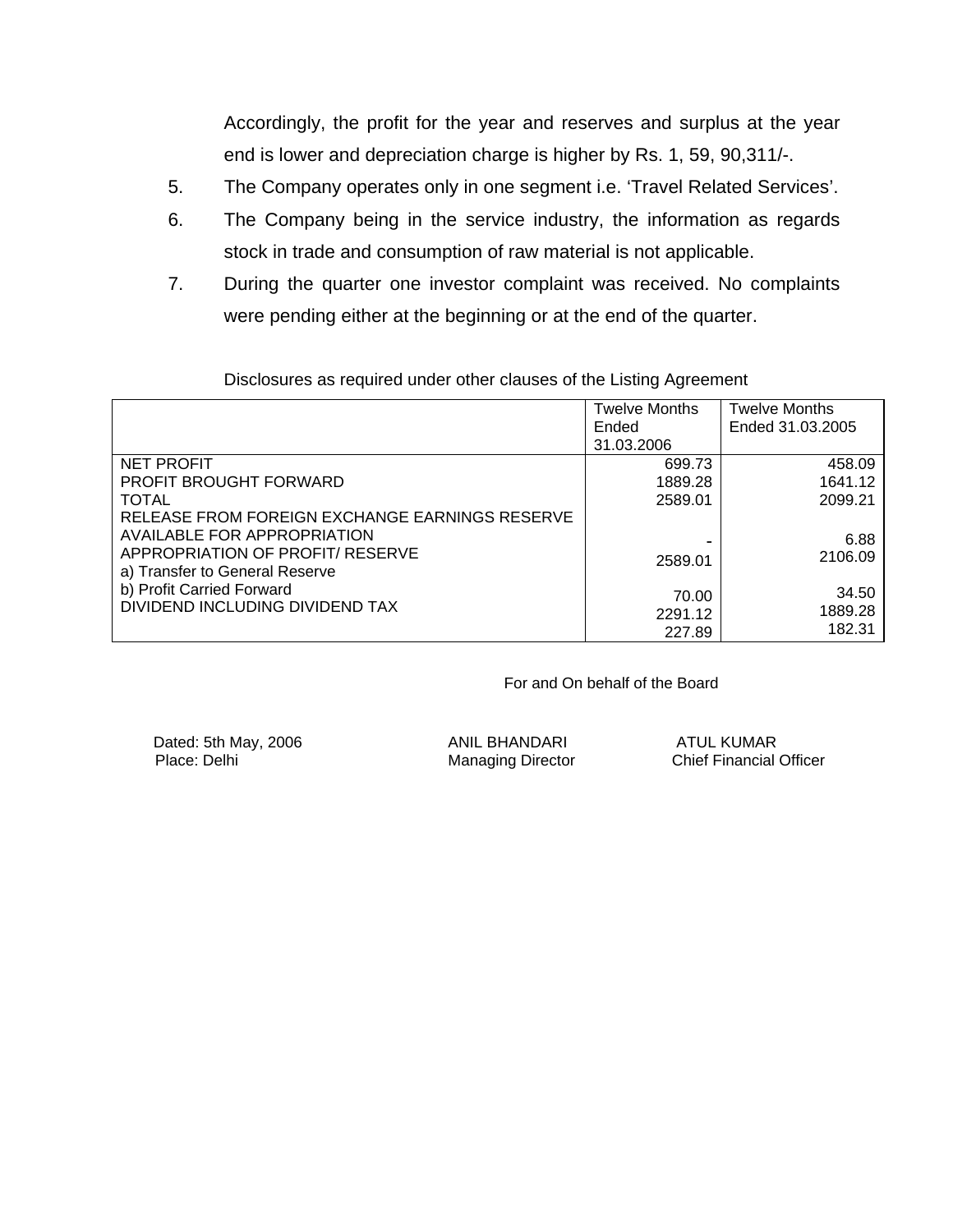Accordingly, the profit for the year and reserves and surplus at the year end is lower and depreciation charge is higher by Rs. 1, 59, 90,311/-.

5. The Company operates only in one segment i.e. 'Travel Related Services'.
6. The Company being in the service industry, the information as regards stock in trade and consumption of raw material is not applicable.
7. During the quarter one investor complaint was received. No complaints were pending either at the beginning or at the end of the quarter.

Disclosures as required under other clauses of the Listing Agreement

| | Twelve Months Ended 31.03.2006 | Twelve Months Ended 31.03.2005 |
|---|---|---|
| NET PROFIT | 699.73 | 458.09 |
| PROFIT BROUGHT FORWARD | 1889.28 | 1641.12 |
| TOTAL | 2589.01 | 2099.21 |
| RELEASE FROM FOREIGN EXCHANGE EARNINGS RESERVE | - | 6.88 |
| AVAILABLE FOR APPROPRIATION | 2589.01 | 2106.09 |
| APPROPRIATION OF PROFIT/ RESERVE | | |
| a) Transfer to General Reserve | 70.00 | 34.50 |
| b) Profit Carried Forward | 2291.12 | 1889.28 |
| DIVIDEND INCLUDING DIVIDEND TAX | 227.89 | 182.31 |

For and On behalf of the Board

Dated: 5th May, 2006
Place: Delhi

ANIL BHANDARI
Managing Director

ATUL KUMAR
Chief Financial Officer